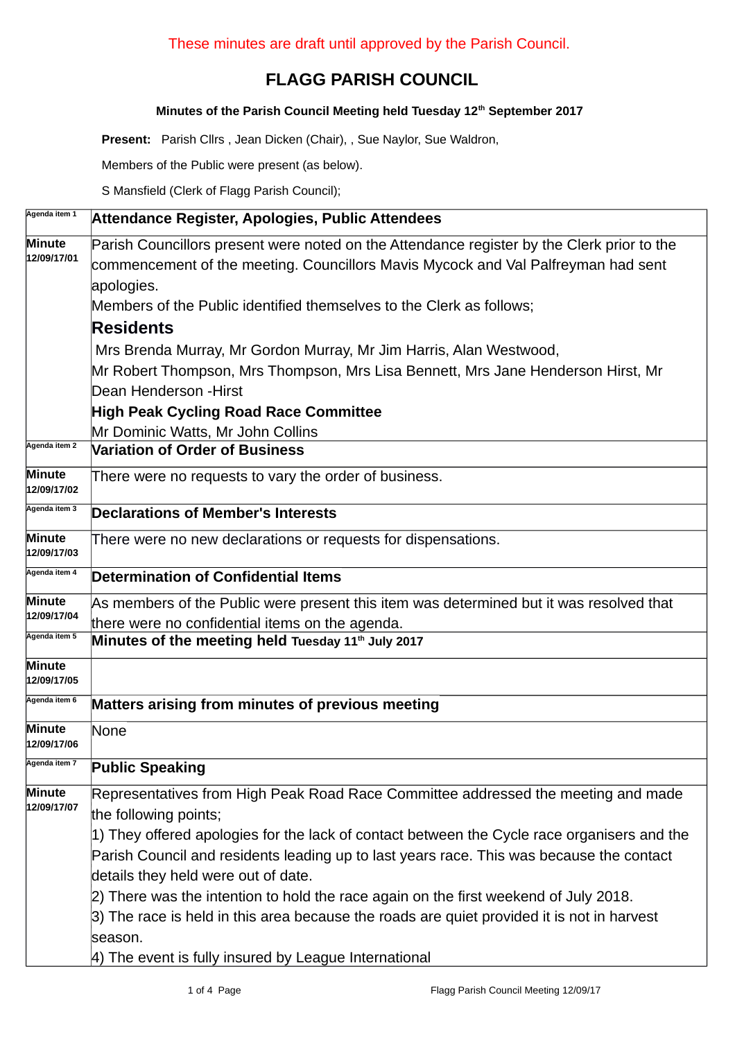These minutes are draft until approved by the Parish Council.

# FLAGG PARISH COUNCIL

**Minutes of the Parish Council Meeting held Tuesday 12th September 2017**

**Present:** Parish Cllrs , Jean Dicken (Chair), , Sue Naylor, Sue Waldron,

Members of the Public were present (as below).

S Mansfield (Clerk of Flagg Parish Council);

| | |
|---|---|
| Agenda item 1 | **Attendance Register, Apologies, Public Attendees** |
| **Minute 12/09/17/01** | Parish Councillors present were noted on the Attendance register by the Clerk prior to the commencement of the meeting. Councillors Mavis Mycock and Val Palfreyman had sent apologies.<br>Members of the Public identified themselves to the Clerk as follows;<br>**Residents**<br>Mrs Brenda Murray, Mr Gordon Murray, Mr Jim Harris, Alan Westwood, Mr Robert Thompson, Mrs Thompson, Mrs Lisa Bennett, Mrs Jane Henderson Hirst, Mr Dean Henderson -Hirst<br>**High Peak Cycling Road Race Committee**<br>Mr Dominic Watts, Mr John Collins |
| Agenda item 2 | **Variation of Order of Business** |
| **Minute 12/09/17/02** | There were no requests to vary the order of business. |
| Agenda item 3 | **Declarations of Member's Interests** |
| **Minute 12/09/17/03** | There were no new declarations or requests for dispensations. |
| Agenda item 4 | **Determination of Confidential Items** |
| **Minute 12/09/17/04** | As members of the Public were present this item was determined but it was resolved that there were no confidential items on the agenda. |
| Agenda item 5 | **Minutes of the meeting held Tuesday 11th July 2017** |
| **Minute 12/09/17/05** | |
| Agenda item 6 | **Matters arising from minutes of previous meeting** |
| **Minute 12/09/17/06** | None |
| Agenda item 7 | **Public Speaking** |
| **Minute 12/09/17/07** | Representatives from High Peak Road Race Committee addressed the meeting and made the following points;<br>1) They offered apologies for the lack of contact between the Cycle race organisers and the Parish Council and residents leading up to last years race. This was because the contact details they held were out of date.<br>2) There was the intention to hold the race again on the first weekend of July 2018.<br>3) The race is held in this area because the roads are quiet provided it is not in harvest season.<br>4) The event is fully insured by League International |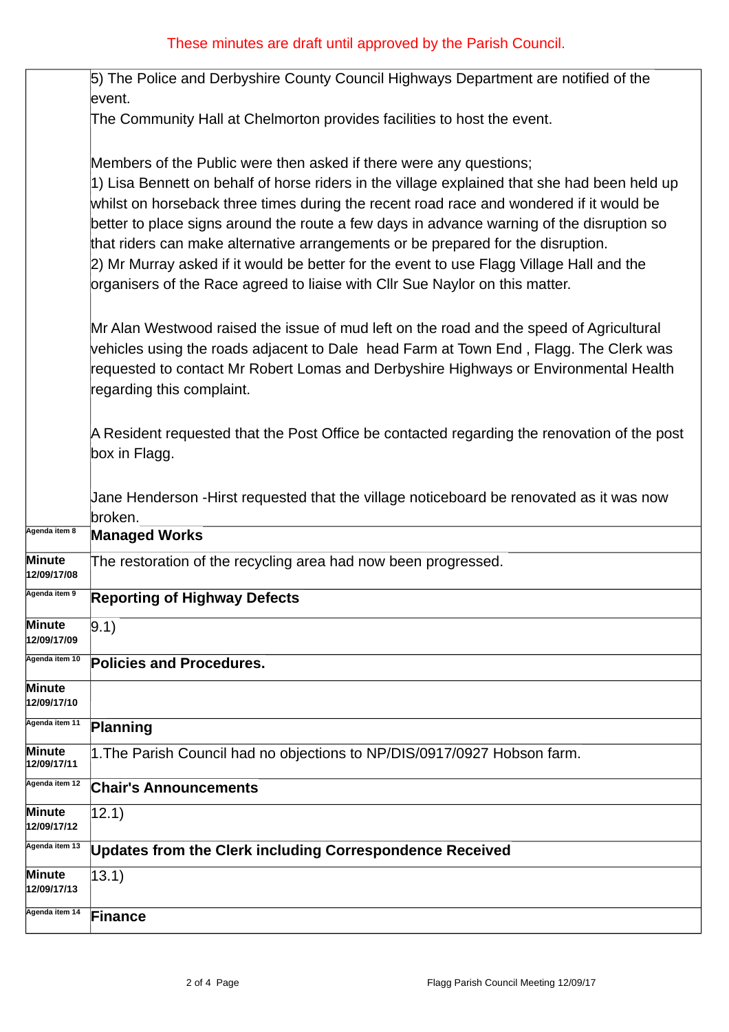These minutes are draft until approved by the Parish Council.

| | |
|---|---|
| | 5) The Police and Derbyshire County Council Highways Department are notified of the event.<br>The Community Hall at Chelmorton provides facilities to host the event.<br><br>Members of the Public were then asked if there were any questions;<br>1) Lisa Bennett on behalf of horse riders in the village explained that she had been held up whilst on horseback three times during the recent road race and wondered if it would be better to place signs around the route a few days in advance warning of the disruption so that riders can make alternative arrangements or be prepared for the disruption.<br>2) Mr Murray asked if it would be better for the event to use Flagg Village Hall and the organisers of the Race agreed to liaise with Cllr Sue Naylor on this matter.<br><br>Mr Alan Westwood raised the issue of mud left on the road and the speed of Agricultural vehicles using the roads adjacent to Dale head Farm at Town End , Flagg. The Clerk was requested to contact Mr Robert Lomas and Derbyshire Highways or Environmental Health regarding this complaint.<br><br>A Resident requested that the Post Office be contacted regarding the renovation of the post box in Flagg.<br><br>Jane Henderson -Hirst requested that the village noticeboard be renovated as it was now broken. |
| Agenda item 8 | **Managed Works** |
| **Minute 12/09/17/08** | The restoration of the recycling area had now been progressed. |
| Agenda item 9 | **Reporting of Highway Defects** |
| **Minute 12/09/17/09** | 9.1) |
| Agenda item 10 | **Policies and Procedures.** |
| **Minute 12/09/17/10** | |
| Agenda item 11 | **Planning** |
| **Minute 12/09/17/11** | 1.The Parish Council had no objections to NP/DIS/0917/0927 Hobson farm. |
| Agenda item 12 | **Chair's Announcements** |
| **Minute 12/09/17/12** | 12.1) |
| Agenda item 13 | **Updates from the Clerk including Correspondence Received** |
| **Minute 12/09/17/13** | 13.1) |
| Agenda item 14 | **Finance** |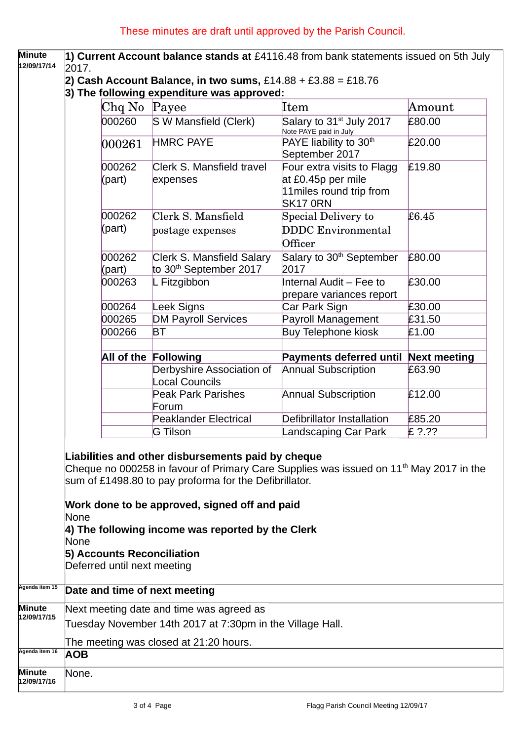These minutes are draft until approved by the Parish Council.

**Minute 12/09/17/14**

**1) Current Account balance stands at** £4116.48 from bank statements issued on 5th July 2017.

**2) Cash Account Balance, in two sums,** £14.88 + £3.88 = £18.76

**3) The following expenditure was approved:**

| Chq No | Payee | Item | Amount |
|---|---|---|---|
| 000260 | S W Mansfield (Clerk) | Salary to 31st July 2017 Note PAYE paid in July | £80.00 |
| 000261 | HMRC PAYE | PAYE liability to 30th September 2017 | £20.00 |
| 000262 (part) | Clerk S. Mansfield travel expenses | Four extra visits to Flagg at £0.45p per mile 11miles round trip from SK17 0RN | £19.80 |
| 000262 (part) | Clerk S. Mansfield postage expenses | Special Delivery to DDDC Environmental Officer | £6.45 |
| 000262 (part) | Clerk S. Mansfield Salary to 30th September 2017 | Salary to 30th September 2017 | £80.00 |
| 000263 | L Fitzgibbon | Internal Audit – Fee to prepare variances report | £30.00 |
| 000264 | Leek Signs | Car Park Sign | £30.00 |
| 000265 | DM Payroll Services | Payroll Management | £31.50 |
| 000266 | BT | Buy Telephone kiosk | £1.00 |
| | | | |
| **All of the** | **Following** | **Payments deferred until** | **Next meeting** |
| | Derbyshire Association of Local Councils | Annual Subscription | £63.90 |
| | Peak Park Parishes Forum | Annual Subscription | £12.00 |
| | Peaklander Electrical | Defibrillator Installation | £85.20 |
| | G Tilson | Landscaping Car Park | £ ?.?? |

**Liabilities and other disbursements paid by cheque**

Cheque no 000258 in favour of Primary Care Supplies was issued on 11th May 2017 in the sum of £1498.80 to pay proforma for the Defibrillator.

**Work done to be approved, signed off and paid**

None

**4) The following income was reported by the Clerk**

None

**5) Accounts Reconciliation**

Deferred until next meeting

**Agenda item 15 — Date and time of next meeting**

**Minute 12/09/17/15**

Next meeting date and time was agreed as

Tuesday November 14th 2017 at 7:30pm in the Village Hall.

The meeting was closed at 21:20 hours.

**Agenda item 16 — AOB**

**Minute 12/09/17/16**

None.